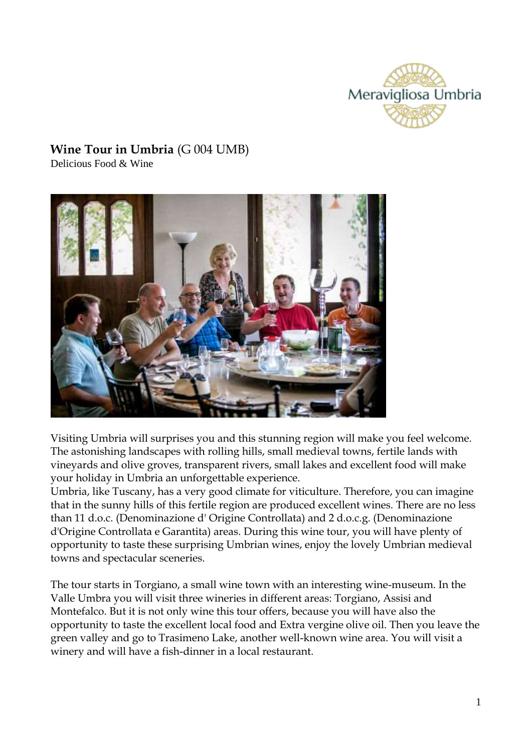**Wine Tour in Umbria** (G 004 UMB)
Delicious Food & Wine

Visiting Umbria will surprises you and this stunning region will make you feel welcome. The astonishing landscapes with rolling hills, small medieval towns, fertile lands with vineyards and olive groves, transparent rivers, small lakes and excellent food will make your holiday in Umbria an unforgettable experience.
Umbria, like Tuscany, has a very good climate for viticulture. Therefore, you can imagine that in the sunny hills of this fertile region are produced excellent wines. There are no less than 11 d.o.c. (Denominazione d' Origine Controllata) and 2 d.o.c.g. (Denominazione d'Origine Controllata e Garantita) areas. During this wine tour, you will have plenty of opportunity to taste these surprising Umbrian wines, enjoy the lovely Umbrian medieval towns and spectacular sceneries.

The tour starts in Torgiano, a small wine town with an interesting wine-museum. In the Valle Umbra you will visit three wineries in different areas: Torgiano, Assisi and Montefalco. But it is not only wine this tour offers, because you will have also the opportunity to taste the excellent local food and Extra vergine olive oil. Then you leave the green valley and go to Trasimeno Lake, another well-known wine area. You will visit a winery and will have a fish-dinner in a local restaurant.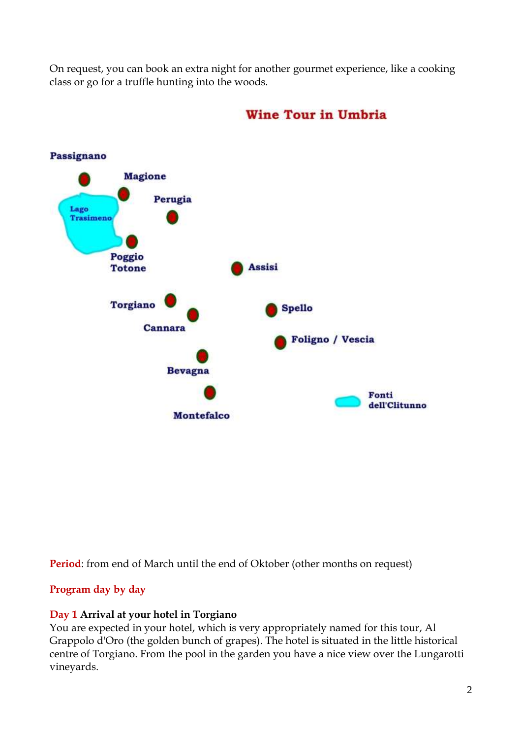On request, you can book an extra night for another gourmet experience, like a cooking class or go for a truffle hunting into the woods.

## Wine Tour in Umbria

Passignano

Magione

Perugia

Lago Trasimeno

Poggio Totone

Assisi

Torgiano

Cannara

Spello

Foligno / Vescia

Bevagna

Montefalco

Fonti dell'Clitunno

**Period**: from end of March until the end of Oktober (other months on request)

**Program day by day**

**Day 1 Arrival at your hotel in Torgiano**

You are expected in your hotel, which is very appropriately named for this tour, Al Grappolo d'Oro (the golden bunch of grapes). The hotel is situated in the little historical centre of Torgiano. From the pool in the garden you have a nice view over the Lungarotti vineyards.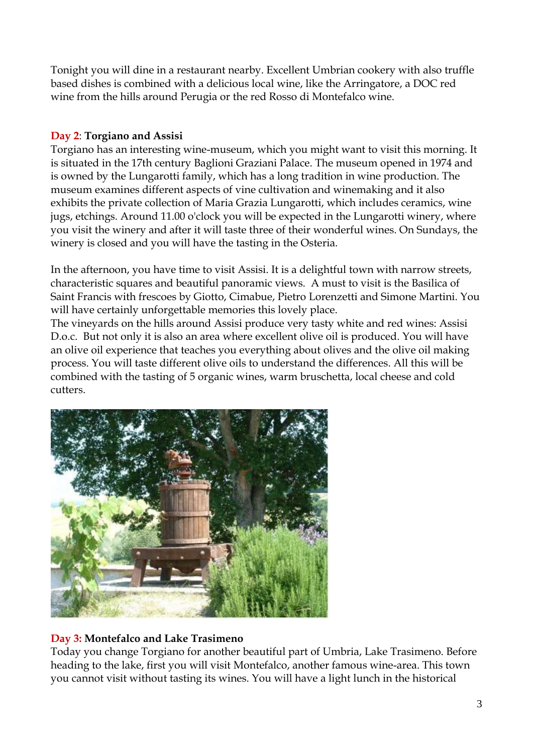Tonight you will dine in a restaurant nearby. Excellent Umbrian cookery with also truffle based dishes is combined with a delicious local wine, like the Arringatore, a DOC red wine from the hills around Perugia or the red Rosso di Montefalco wine.

**Day 2**: **Torgiano and Assisi**

Torgiano has an interesting wine-museum, which you might want to visit this morning. It is situated in the 17th century Baglioni Graziani Palace. The museum opened in 1974 and is owned by the Lungarotti family, which has a long tradition in wine production. The museum examines different aspects of vine cultivation and winemaking and it also exhibits the private collection of Maria Grazia Lungarotti, which includes ceramics, wine jugs, etchings. Around 11.00 o'clock you will be expected in the Lungarotti winery, where you visit the winery and after it will taste three of their wonderful wines. On Sundays, the winery is closed and you will have the tasting in the Osteria.

In the afternoon, you have time to visit Assisi. It is a delightful town with narrow streets, characteristic squares and beautiful panoramic views. A must to visit is the Basilica of Saint Francis with frescoes by Giotto, Cimabue, Pietro Lorenzetti and Simone Martini. You will have certainly unforgettable memories this lovely place.
The vineyards on the hills around Assisi produce very tasty white and red wines: Assisi D.o.c. But not only it is also an area where excellent olive oil is produced. You will have an olive oil experience that teaches you everything about olives and the olive oil making process. You will taste different olive oils to understand the differences. All this will be combined with the tasting of 5 organic wines, warm bruschetta, local cheese and cold cutters.

**Day 3: Montefalco and Lake Trasimeno**

Today you change Torgiano for another beautiful part of Umbria, Lake Trasimeno. Before heading to the lake, first you will visit Montefalco, another famous wine-area. This town you cannot visit without tasting its wines. You will have a light lunch in the historical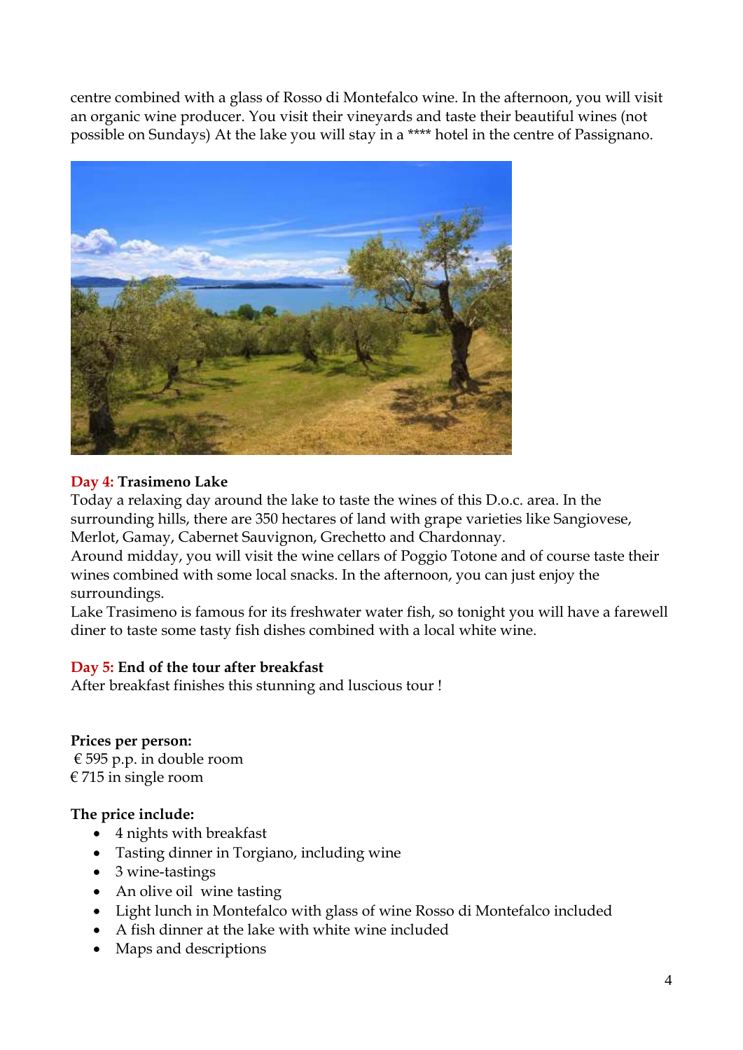centre combined with a glass of Rosso di Montefalco wine. In the afternoon, you will visit an organic wine producer. You visit their vineyards and taste their beautiful wines (not possible on Sundays) At the lake you will stay in a **** hotel in the centre of Passignano.

**Day 4: Trasimeno Lake**

Today a relaxing day around the lake to taste the wines of this D.o.c. area. In the surrounding hills, there are 350 hectares of land with grape varieties like Sangiovese, Merlot, Gamay, Cabernet Sauvignon, Grechetto and Chardonnay.

Around midday, you will visit the wine cellars of Poggio Totone and of course taste their wines combined with some local snacks. In the afternoon, you can just enjoy the surroundings.

Lake Trasimeno is famous for its freshwater water fish, so tonight you will have a farewell diner to taste some tasty fish dishes combined with a local white wine.

**Day 5: End of the tour after breakfast**

After breakfast finishes this stunning and luscious tour !

**Prices per person:**

€ 595 p.p. in double room
€ 715 in single room

**The price include:**

- 4 nights with breakfast
- Tasting dinner in Torgiano, including wine
- 3 wine-tastings
- An olive oil wine tasting
- Light lunch in Montefalco with glass of wine Rosso di Montefalco included
- A fish dinner at the lake with white wine included
- Maps and descriptions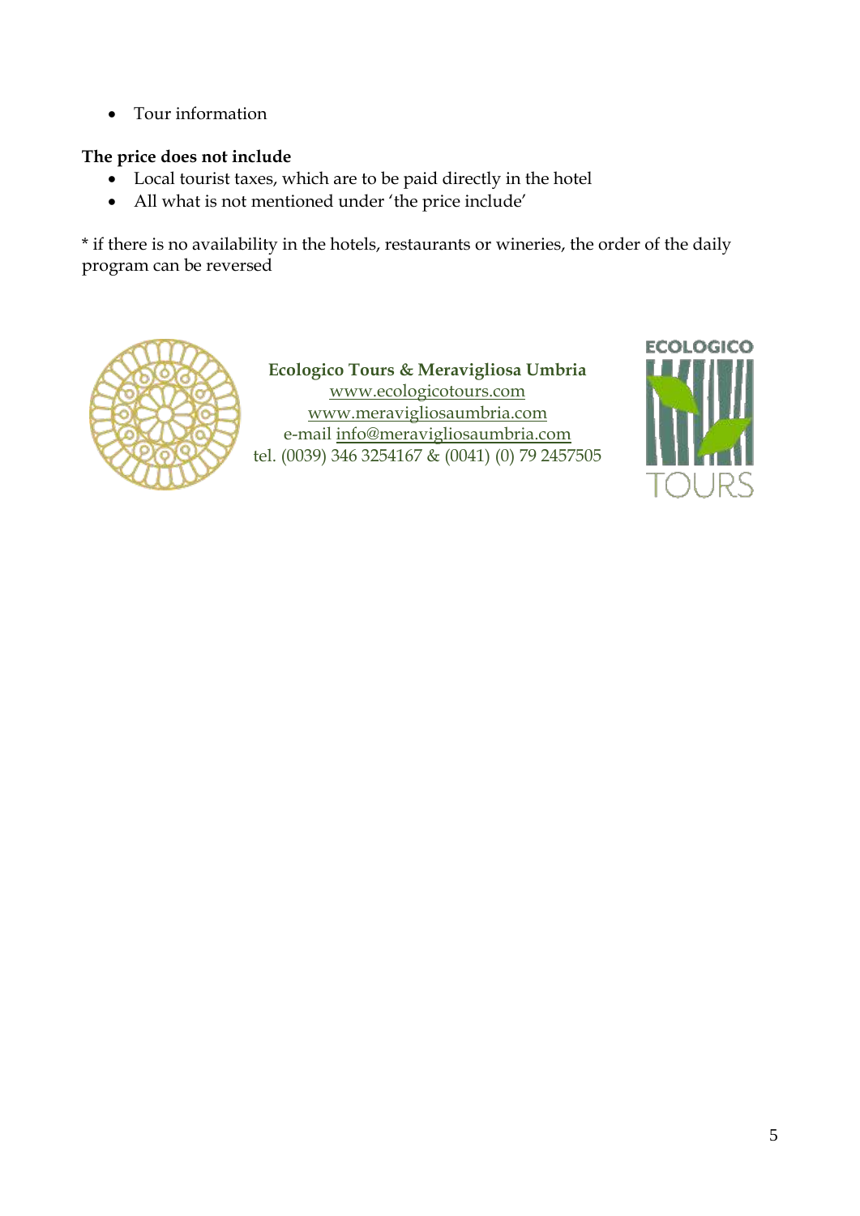- Tour information

**The price does not include**

- Local tourist taxes, which are to be paid directly in the hotel
- All what is not mentioned under 'the price include'

* if there is no availability in the hotels, restaurants or wineries, the order of the daily program can be reversed

**Ecologico Tours & Meravigliosa Umbria**
www.ecologicotours.com
www.meravigliosaumbria.com
e-mail info@meravigliosaumbria.com
tel. (0039) 346 3254167 & (0041) (0) 79 2457505